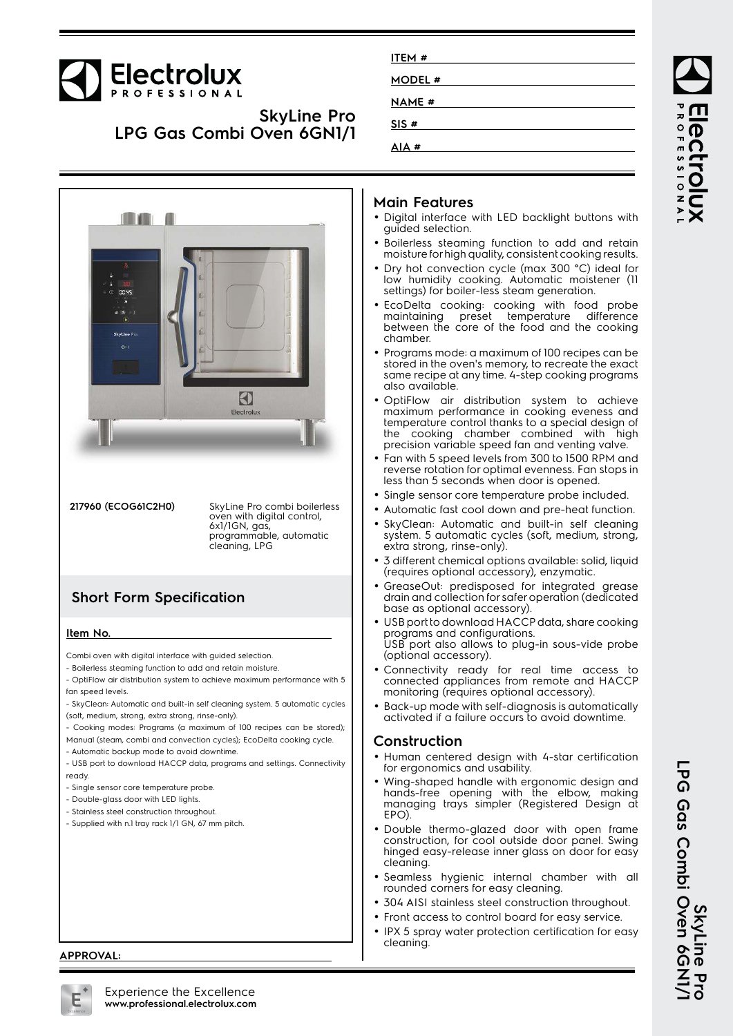# SkyLine Pro
# LPG Gas Combi Oven 6GN1/1

**ITEM #**

**MODEL #**

**NAME #**

**SIS #**

**AIA #**

**217960 (ECOG61C2H0)** SkyLine Pro combi boilerless oven with digital control, 6x1/1GN, gas, programmable, automatic cleaning, LPG

## Short Form Specification

**Item No.**

Combi oven with digital interface with guided selection.

- Boilerless steaming function to add and retain moisture.
- OptiFlow air distribution system to achieve maximum performance with 5 fan speed levels.
- SkyClean: Automatic and built-in self cleaning system. 5 automatic cycles (soft, medium, strong, extra strong, rinse-only).
- Cooking modes: Programs (a maximum of 100 recipes can be stored); Manual (steam, combi and convection cycles); EcoDelta cooking cycle.
- Automatic backup mode to avoid downtime.
- USB port to download HACCP data, programs and settings. Connectivity ready.
- Single sensor core temperature probe.
- Double-glass door with LED lights.
- Stainless steel construction throughout.
- Supplied with n.1 tray rack 1/1 GN, 67 mm pitch.

**APPROVAL:**

## Main Features

- Digital interface with LED backlight buttons with guided selection.
- Boilerless steaming function to add and retain moisture for high quality, consistent cooking results.
- Dry hot convection cycle (max 300 °C) ideal for low humidity cooking. Automatic moistener (11 settings) for boiler-less steam generation.
- EcoDelta cooking: cooking with food probe maintaining preset temperature difference between the core of the food and the cooking chamber.
- Programs mode: a maximum of 100 recipes can be stored in the oven's memory, to recreate the exact same recipe at any time. 4-step cooking programs also available.
- OptiFlow air distribution system to achieve maximum performance in cooking eveness and temperature control thanks to a special design of the cooking chamber combined with high precision variable speed fan and venting valve.
- Fan with 5 speed levels from 300 to 1500 RPM and reverse rotation for optimal evenness. Fan stops in less than 5 seconds when door is opened.
- Single sensor core temperature probe included.
- Automatic fast cool down and pre-heat function.
- SkyClean: Automatic and built-in self cleaning system. 5 automatic cycles (soft, medium, strong, extra strong, rinse-only).
- 3 different chemical options available: solid, liquid (requires optional accessory), enzymatic.
- GreaseOut: predisposed for integrated grease drain and collection for safer operation (dedicated base as optional accessory).
- USB port to download HACCP data, share cooking programs and configurations.
  USB port also allows to plug-in sous-vide probe (optional accessory).
- Connectivity ready for real time access to connected appliances from remote and HACCP monitoring (requires optional accessory).
- Back-up mode with self-diagnosis is automatically activated if a failure occurs to avoid downtime.

## Construction

- Human centered design with 4-star certification for ergonomics and usability.
- Wing-shaped handle with ergonomic design and hands-free opening with the elbow, making managing trays simpler (Registered Design at EPO).
- Double thermo-glazed door with open frame construction, for cool outside door panel. Swing hinged easy-release inner glass on door for easy cleaning.
- Seamless hygienic internal chamber with all rounded corners for easy cleaning.
- 304 AISI stainless steel construction throughout.
- Front access to control board for easy service.
- IPX 5 spray water protection certification for easy cleaning.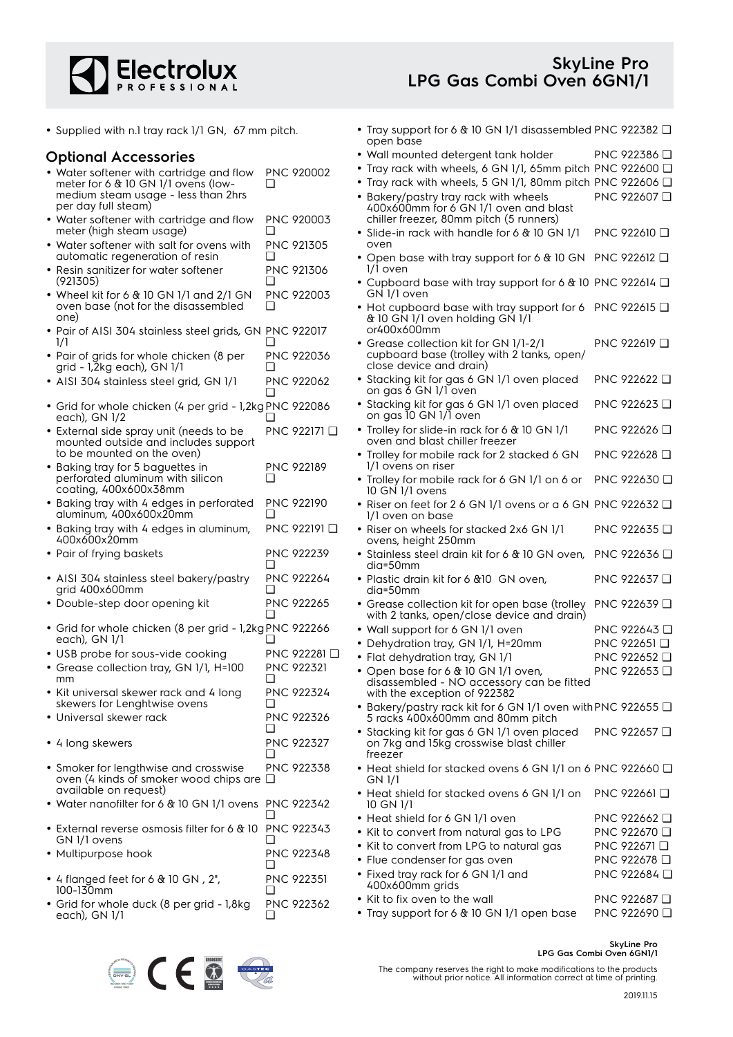- Supplied with n.1 tray rack 1/1 GN, 67 mm pitch.

## Optional Accessories

- Water softener with cartridge and flow meter for 6 & 10 GN 1/1 ovens (low-medium steam usage - less than 2hrs per day full steam) PNC 920002 ❑
- Water softener with cartridge and flow meter (high steam usage) PNC 920003 ❑
- Water softener with salt for ovens with automatic regeneration of resin PNC 921305 ❑
- Resin sanitizer for water softener (921305) PNC 921306 ❑
- Wheel kit for 6 & 10 GN 1/1 and 2/1 GN oven base (not for the disassembled one) PNC 922003 ❑
- Pair of AISI 304 stainless steel grids, GN 1/1 PNC 922017 ❑
- Pair of grids for whole chicken (8 per grid - 1,2kg each), GN 1/1 PNC 922036 ❑
- AISI 304 stainless steel grid, GN 1/1 PNC 922062 ❑
- Grid for whole chicken (4 per grid - 1,2kg each), GN 1/2 PNC 922086 ❑
- External side spray unit (needs to be mounted outside and includes support to be mounted on the oven) PNC 922171 ❑
- Baking tray for 5 baguettes in perforated aluminum with silicon coating, 400x600x38mm PNC 922189 ❑
- Baking tray with 4 edges in perforated aluminum, 400x600x20mm PNC 922190 ❑
- Baking tray with 4 edges in aluminum, 400x600x20mm PNC 922191 ❑
- Pair of frying baskets PNC 922239 ❑
- AISI 304 stainless steel bakery/pastry grid 400x600mm PNC 922264 ❑
- Double-step door opening kit PNC 922265 ❑
- Grid for whole chicken (8 per grid - 1,2kg each), GN 1/1 PNC 922266 ❑
- USB probe for sous-vide cooking PNC 922281 ❑
- Grease collection tray, GN 1/1, H=100 mm PNC 922321 ❑
- Kit universal skewer rack and 4 long skewers for Lenghtwise ovens PNC 922324 ❑
- Universal skewer rack PNC 922326 ❑
- 4 long skewers PNC 922327 ❑
- Smoker for lengthwise and crosswise oven (4 kinds of smoker wood chips are available on request) PNC 922338 ❑
- Water nanofilter for 6 & 10 GN 1/1 ovens PNC 922342 ❑
- External reverse osmosis filter for 6 & 10 GN 1/1 ovens PNC 922343 ❑
- Multipurpose hook PNC 922348 ❑
- 4 flanged feet for 6 & 10 GN , 2", 100-130mm PNC 922351 ❑
- Grid for whole duck (8 per grid - 1,8kg each), GN 1/1 PNC 922362 ❑
- Tray support for 6 & 10 GN 1/1 disassembled open base PNC 922382 ❑
- Wall mounted detergent tank holder PNC 922386 ❑
- Tray rack with wheels, 6 GN 1/1, 65mm pitch PNC 922600 ❑
- Tray rack with wheels, 5 GN 1/1, 80mm pitch PNC 922606 ❑
- Bakery/pastry tray rack with wheels 400x600mm for 6 GN 1/1 oven and blast chiller freezer, 80mm pitch (5 runners) PNC 922607 ❑
- Slide-in rack with handle for 6 & 10 GN 1/1 oven PNC 922610 ❑
- Open base with tray support for 6 & 10 GN 1/1 oven PNC 922612 ❑
- Cupboard base with tray support for 6 & 10 GN 1/1 oven PNC 922614 ❑
- Hot cupboard base with tray support for 6 & 10 GN 1/1 oven holding GN 1/1 or400x600mm PNC 922615 ❑
- Grease collection kit for GN 1/1-2/1 cupboard base (trolley with 2 tanks, open/close device and drain) PNC 922619 ❑
- Stacking kit for gas 6 GN 1/1 oven placed on gas 6 GN 1/1 oven PNC 922622 ❑
- Stacking kit for gas 6 GN 1/1 oven placed on gas 10 GN 1/1 oven PNC 922623 ❑
- Trolley for slide-in rack for 6 & 10 GN 1/1 oven and blast chiller freezer PNC 922626 ❑
- Trolley for mobile rack for 2 stacked 6 GN 1/1 ovens on riser PNC 922628 ❑
- Trolley for mobile rack for 6 GN 1/1 on 6 or 10 GN 1/1 ovens PNC 922630 ❑
- Riser on feet for 2 6 GN 1/1 ovens or a 6 GN 1/1 oven on base PNC 922632 ❑
- Riser on wheels for stacked 2x6 GN 1/1 ovens, height 250mm PNC 922635 ❑
- Stainless steel drain kit for 6 & 10 GN oven, dia=50mm PNC 922636 ❑
- Plastic drain kit for 6 &10 GN oven, dia=50mm PNC 922637 ❑
- Grease collection kit for open base (trolley with 2 tanks, open/close device and drain) PNC 922639 ❑
- Wall support for 6 GN 1/1 oven PNC 922643 ❑
- Dehydration tray, GN 1/1, H=20mm PNC 922651 ❑
- Flat dehydration tray, GN 1/1 PNC 922652 ❑
- Open base for 6 & 10 GN 1/1 oven, disassembled - NO accessory can be fitted with the exception of 922382 PNC 922653 ❑
- Bakery/pastry rack kit for 6 GN 1/1 oven with 5 racks 400x600mm and 80mm pitch PNC 922655 ❑
- Stacking kit for gas 6 GN 1/1 oven placed on 7kg and 15kg crosswise blast chiller freezer PNC 922657 ❑
- Heat shield for stacked ovens 6 GN 1/1 on 6 GN 1/1 PNC 922660 ❑
- Heat shield for stacked ovens 6 GN 1/1 on 10 GN 1/1 PNC 922661 ❑
- Heat shield for 6 GN 1/1 oven PNC 922662 ❑
- Kit to convert from natural gas to LPG PNC 922670 ❑
- Kit to convert from LPG to natural gas PNC 922671 ❑
- Flue condenser for gas oven PNC 922678 ❑
- Fixed tray rack for 6 GN 1/1 and 400x600mm grids PNC 922684 ❑
- Kit to fix oven to the wall PNC 922687 ❑
- Tray support for 6 & 10 GN 1/1 open base PNC 922690 ❑

The company reserves the right to make modifications to the products without prior notice. All information correct at time of printing.

2019.11.15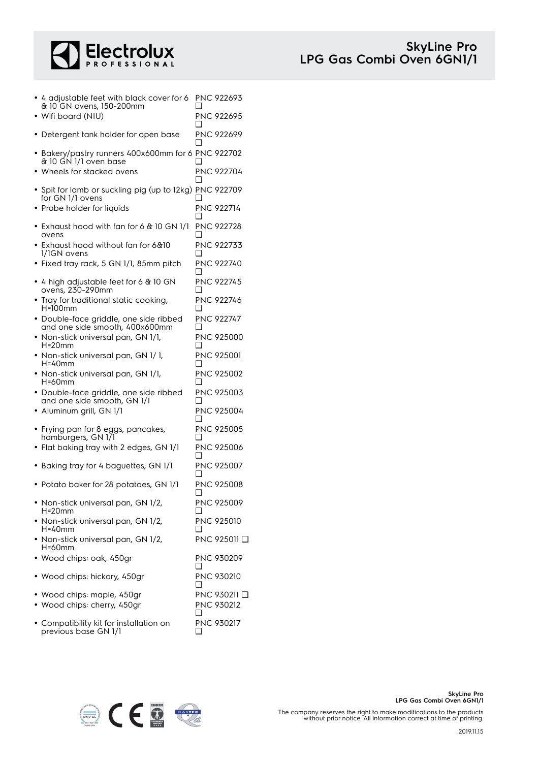- 4 adjustable feet with black cover for 6 & 10 GN ovens, 150-200mm PNC 922693 ❑
- Wifi board (NIU) PNC 922695 ❑
- Detergent tank holder for open base PNC 922699 ❑
- Bakery/pastry runners 400x600mm for 6 & 10 GN 1/1 oven base PNC 922702 ❑
- Wheels for stacked ovens PNC 922704 ❑
- Spit for lamb or suckling pig (up to 12kg) for GN 1/1 ovens PNC 922709 ❑
- Probe holder for liquids PNC 922714 ❑
- Exhaust hood with fan for 6 & 10 GN 1/1 ovens PNC 922728 ❑
- Exhaust hood without fan for 6&10 1/1GN ovens PNC 922733 ❑
- Fixed tray rack, 5 GN 1/1, 85mm pitch PNC 922740 ❑
- 4 high adjustable feet for 6 & 10 GN ovens, 230-290mm PNC 922745 ❑
- Tray for traditional static cooking, H=100mm PNC 922746 ❑
- Double-face griddle, one side ribbed and one side smooth, 400x600mm PNC 922747 ❑
- Non-stick universal pan, GN 1/1, H=20mm PNC 925000 ❑
- Non-stick universal pan, GN 1/ 1, H=40mm PNC 925001 ❑
- Non-stick universal pan, GN 1/1, H=60mm PNC 925002 ❑
- Double-face griddle, one side ribbed and one side smooth, GN 1/1 PNC 925003 ❑
- Aluminum grill, GN 1/1 PNC 925004 ❑
- Frying pan for 8 eggs, pancakes, hamburgers, GN 1/1 PNC 925005 ❑
- Flat baking tray with 2 edges, GN 1/1 PNC 925006 ❑
- Baking tray for 4 baguettes, GN 1/1 PNC 925007 ❑
- Potato baker for 28 potatoes, GN 1/1 PNC 925008 ❑
- Non-stick universal pan, GN 1/2, H=20mm PNC 925009 ❑
- Non-stick universal pan, GN 1/2, H=40mm PNC 925010 ❑
- Non-stick universal pan, GN 1/2, H=60mm PNC 925011 ❑
- Wood chips: oak, 450gr PNC 930209 ❑
- Wood chips: hickory, 450gr PNC 930210 ❑
- Wood chips: maple, 450gr PNC 930211 ❑
- Wood chips: cherry, 450gr PNC 930212 ❑
- Compatibility kit for installation on previous base GN 1/1 PNC 930217 ❑

The company reserves the right to make modifications to the products without prior notice. All information correct at time of printing.

2019.11.15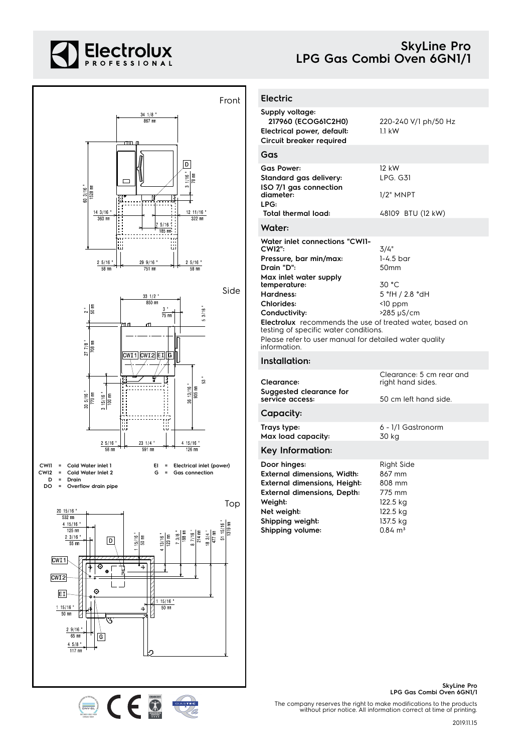# SkyLine Pro
# LPG Gas Combi Oven 6GN1/1

Front

34 1/8 "
867 mm

D

3 1/16 "
78 mm

60 3/16 "
1528 mm

14 3/16 "
360 mm

12 11/16 "
322 mm

7 5/16 "
185 mm

2 5/16 "
58 mm

29 9/16 "
751 mm

2 5/16 "
58 mm

Side

33 1/2 "
850 mm

3 "
75 mm

2 "
50 mm

5 3/16 "

27 7/8 "
708 mm

CWI1 CWI2 EI G

53 °

30 5/16 "
770 mm

3 15/16 "
100 mm

36 13/16 "
935 mm

2 5/16 "
58 mm

23 1/4 "
591 mm

4 15/16 "
126 mm

CWI1 = Cold Water inlet 1
CWI2 = Cold Water Inlet 2
D = Drain
DO = Overflow drain pipe
EI = Electrical inlet (power)
G = Gas connection

Top

20 15/16 "
532 mm

4 15/16 "
125 mm

2 3/16 "
55 mm

D

1 15/16 "
50 mm

4 13/16 "
123 mm

7 3/8 "
188 mm

8 7/16 "
214 mm

18 3/4 "
477 mm

51 15/16 "
1319 mm

CWI1

CWI2

EI

1 15/16 "
50 mm

1 15/16 "
50 mm

2 9/16 "
65 mm

G

4 5/8 "
117 mm

## Electric

| | |
|---|---|
| **Supply voltage:** | |
| **217960 (ECOG61C2H0)** | 220-240 V/1 ph/50 Hz |
| **Electrical power, default:** | 1.1 kW |
| **Circuit breaker required** | |

## Gas

| | |
|---|---|
| **Gas Power:** | 12 kW |
| **Standard gas delivery:** | LPG. G31 |
| **ISO 7/1 gas connection diameter:** | 1/2" MNPT |
| **LPG:** | |
| **Total thermal load:** | 48109 BTU (12 kW) |

## Water:

| | |
|---|---|
| **Water inlet connections "CWI1-CWI2":** | 3/4" |
| **Pressure, bar min/max:** | 1-4.5 bar |
| **Drain "D":** | 50mm |
| **Max inlet water supply temperature:** | 30 °C |
| **Hardness:** | 5 °fH / 2.8 °dH |
| **Chlorides:** | <10 ppm |
| **Conductivity:** | >285 µS/cm |

**Electrolux** recommends the use of treated water, based on testing of specific water conditions.

Please refer to user manual for detailed water quality information.

## Installation:

| | |
|---|---|
| **Clearance:** | Clearance: 5 cm rear and right hand sides. |
| **Suggested clearance for service access:** | 50 cm left hand side. |

## Capacity:

| | |
|---|---|
| **Trays type:** | 6 - 1/1 Gastronorm |
| **Max load capacity:** | 30 kg |

## Key Information:

| | |
|---|---|
| **Door hinges:** | Right Side |
| **External dimensions, Width:** | 867 mm |
| **External dimensions, Height:** | 808 mm |
| **External dimensions, Depth:** | 775 mm |
| **Weight:** | 122.5 kg |
| **Net weight:** | 122.5 kg |
| **Shipping weight:** | 137.5 kg |
| **Shipping volume:** | 0.84 m³ |

The company reserves the right to make modifications to the products without prior notice. All information correct at time of printing.

2019.11.15